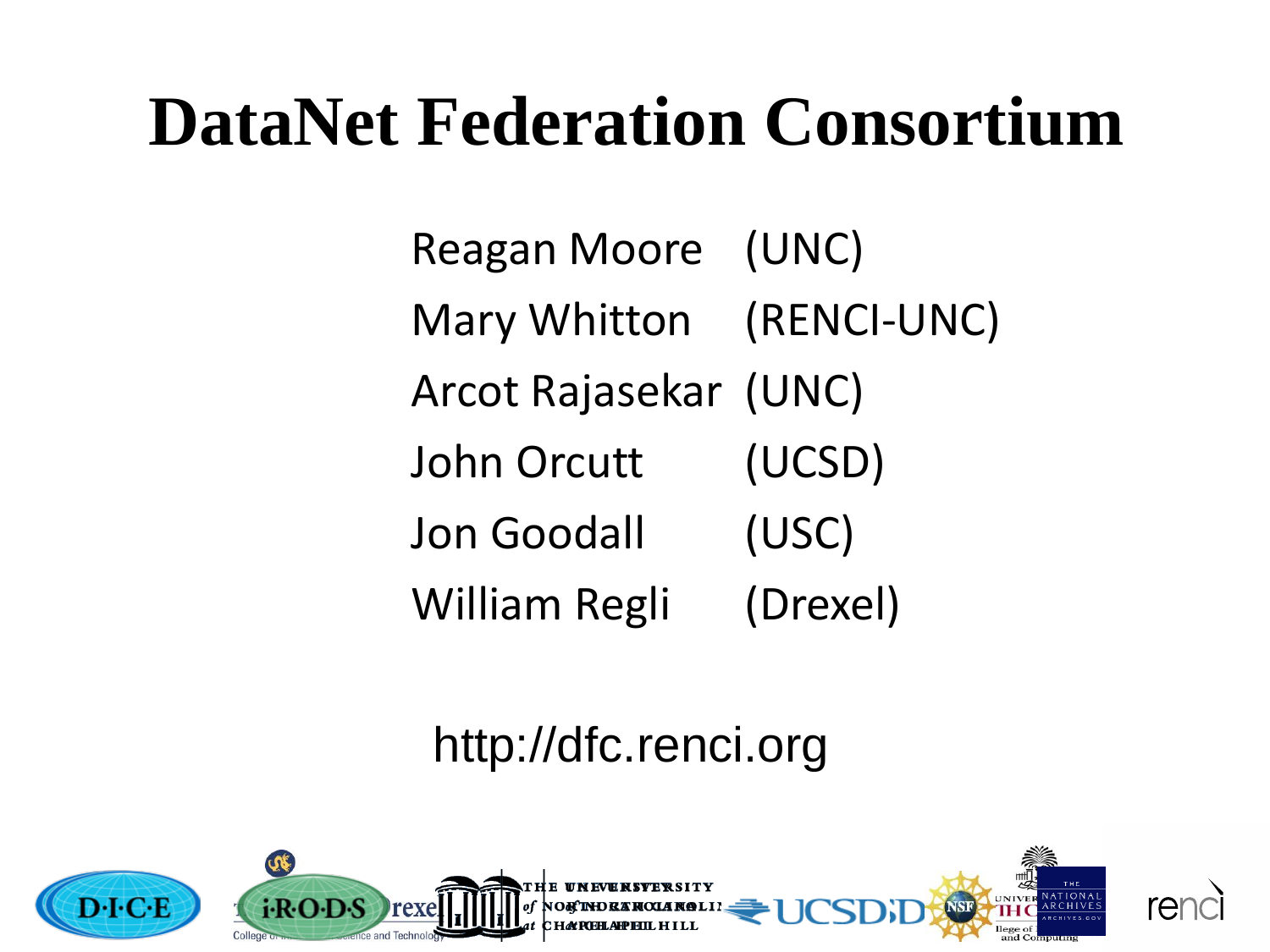# DataNet Federation Consortium

| | |
|---|---|
| Reagan Moore | (UNC) |
| Mary Whitton | (RENCI-UNC) |
| Arcot Rajasekar | (UNC) |
| John Orcutt | (UCSD) |
| Jon Goodall | (USC) |
| William Regli | (Drexel) |

http://dfc.renci.org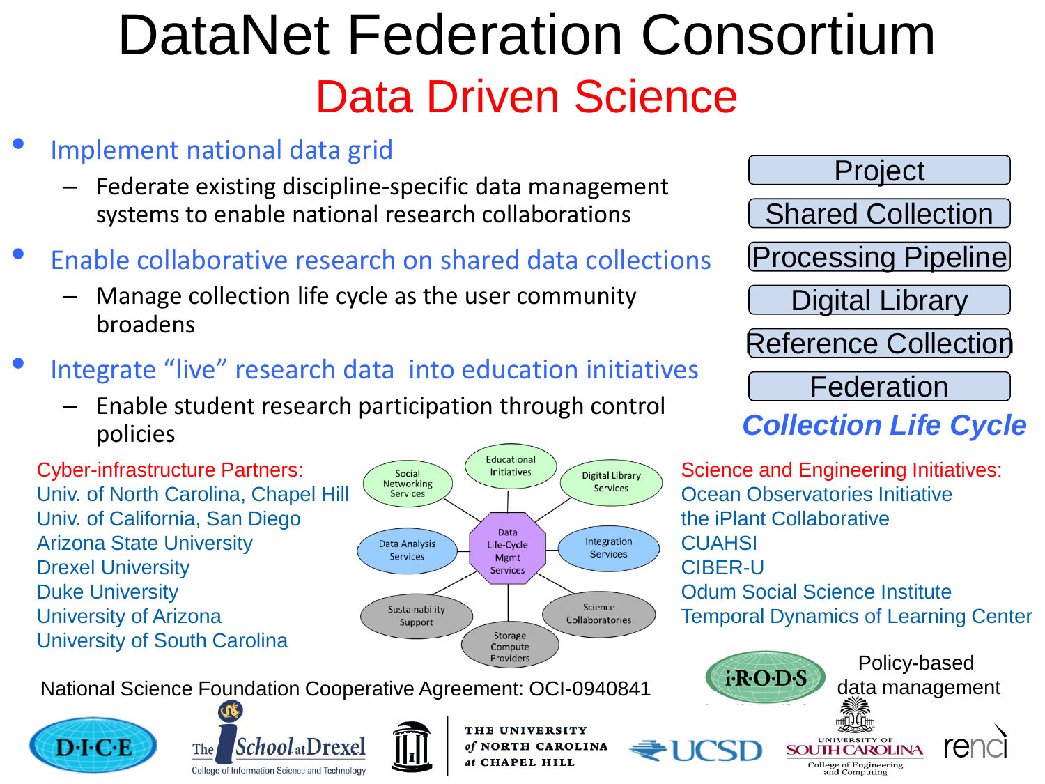# DataNet Federation Consortium

## Data Driven Science

- Implement national data grid
  - Federate existing discipline-specific data management systems to enable national research collaborations
- Enable collaborative research on shared data collections
  - Manage collection life cycle as the user community broadens
- Integrate "live" research data into education initiatives
  - Enable student research participation through control policies

Project

Shared Collection

Processing Pipeline

Digital Library

Reference Collection

Federation

***Collection Life Cycle***

Cyber-infrastructure Partners:

Univ. of North Carolina, Chapel Hill
Univ. of California, San Diego
Arizona State University
Drexel University
Duke University
University of Arizona
University of South Carolina

Data Life-Cycle Mgmt Services: Educational Initiatives, Digital Library Services, Integration Services, Science Collaboratories, Storage Compute Providers, Sustainability Support, Data Analysis Services, Social Networking Services

Science and Engineering Initiatives:

Ocean Observatories Initiative
the iPlant Collaborative
CUAHSI
CIBER-U
Odum Social Science Institute
Temporal Dynamics of Learning Center

National Science Foundation Cooperative Agreement: OCI-0940841

iRODS — Policy-based data management

DICE · The iSchool at Drexel, College of Information Science and Technology · The University of North Carolina at Chapel Hill · UCSD · University of South Carolina, College of Engineering and Computing · renci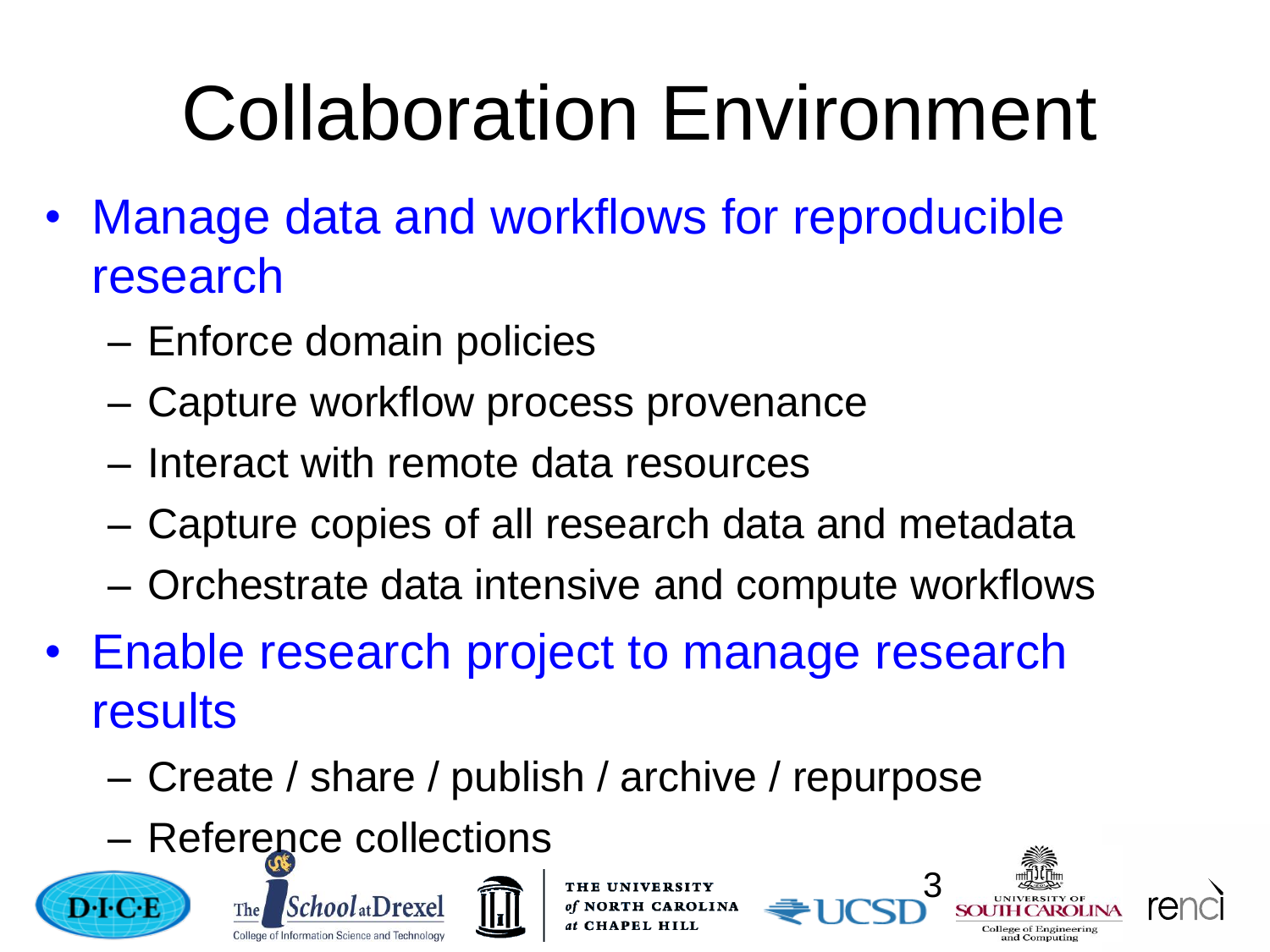# Collaboration Environment

- Manage data and workflows for reproducible research
  - Enforce domain policies
  - Capture workflow process provenance
  - Interact with remote data resources
  - Capture copies of all research data and metadata
  - Orchestrate data intensive and compute workflows
- Enable research project to manage research results
  - Create / share / publish / archive / repurpose
  - Reference collections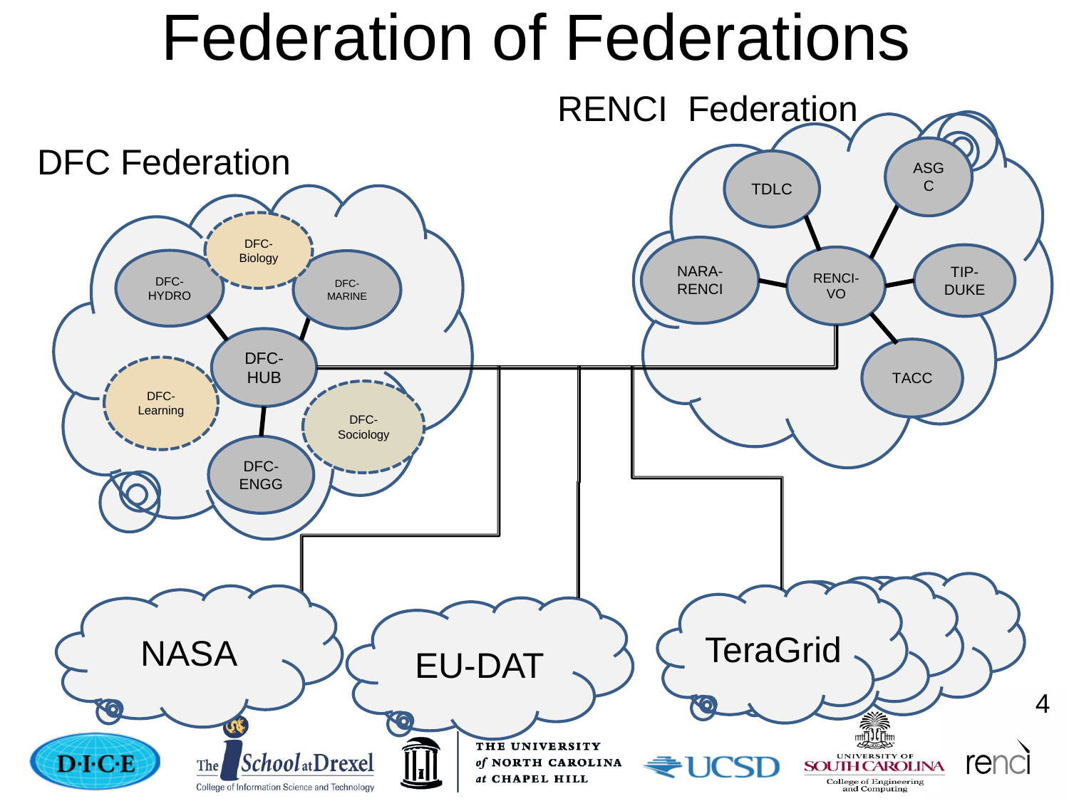# Federation of Federations

DFC Federation

- DFC-HUB
  - DFC-HYDRO
  - DFC-Biology
  - DFC-MARINE
  - DFC-Learning
  - DFC-Sociology
  - DFC-ENGG

RENCI Federation

- RENCI-VO
  - TDLC
  - ASGC
  - NARA-RENCI
  - TIP-DUKE
  - TACC

NASA

EU-DAT

TeraGrid

D·I·C·E

The iSchool at Drexel — College of Information Science and Technology

THE UNIVERSITY of NORTH CAROLINA at CHAPEL HILL

UCSD

UNIVERSITY OF SOUTH CAROLINA — College of Engineering and Computing

renci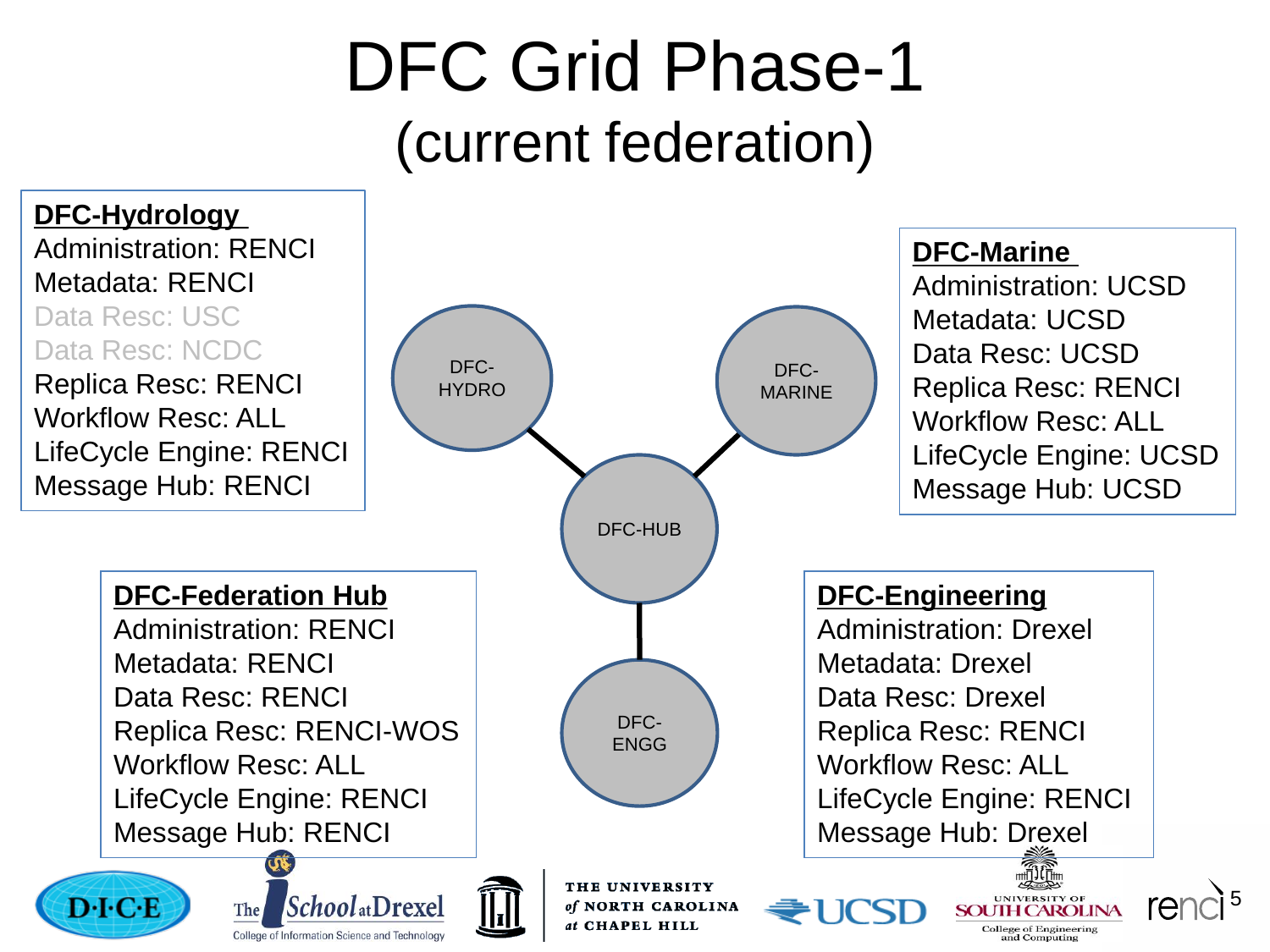# DFC Grid Phase-1
## (current federation)

**DFC-Hydrology**
Administration: RENCI
Metadata: RENCI
Data Resc: USC
Data Resc: NCDC
Replica Resc: RENCI
Workflow Resc: ALL
LifeCycle Engine: RENCI
Message Hub: RENCI

**DFC-Marine**
Administration: UCSD
Metadata: UCSD
Data Resc: UCSD
Replica Resc: RENCI
Workflow Resc: ALL
LifeCycle Engine: UCSD
Message Hub: UCSD

DFC-HYDRO — DFC-HUB — DFC-MARINE
DFC-HUB — DFC-ENGG

**DFC-Federation Hub**
Administration: RENCI
Metadata: RENCI
Data Resc: RENCI
Replica Resc: RENCI-WOS
Workflow Resc: ALL
LifeCycle Engine: RENCI
Message Hub: RENCI

**DFC-Engineering**
Administration: Drexel
Metadata: Drexel
Data Resc: Drexel
Replica Resc: RENCI
Workflow Resc: ALL
LifeCycle Engine: RENCI
Message Hub: Drexel

D·I·C·E | The iSchool at Drexel College of Information Science and Technology | The University of North Carolina at Chapel Hill | UCSD | University of South Carolina College of Engineering and Computing | renci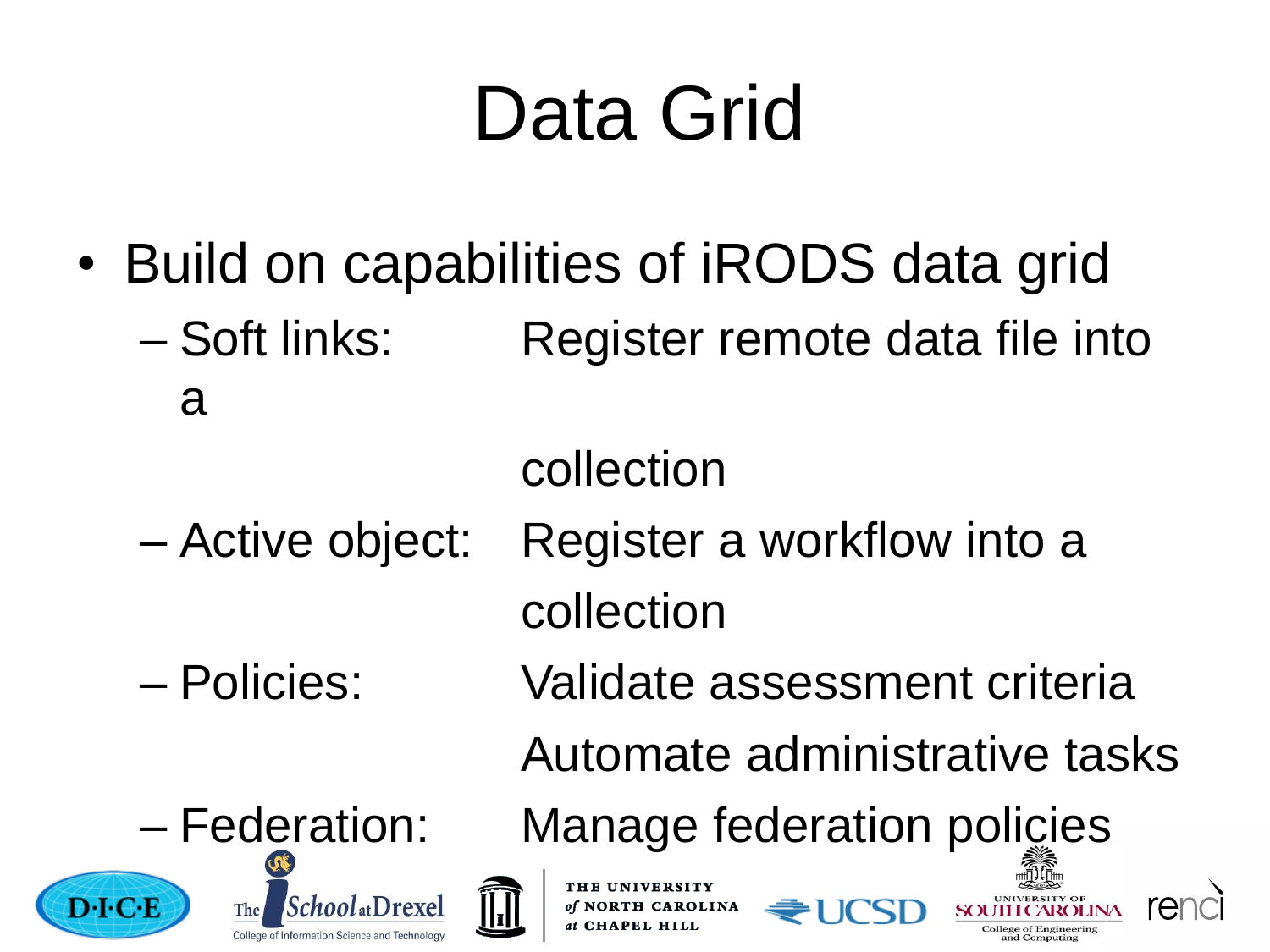# Data Grid

- Build on capabilities of iRODS data grid
  - Soft links: Register remote data file into a collection
  - Active object: Register a workflow into a collection
  - Policies: Validate assessment criteria; Automate administrative tasks
  - Federation: Manage federation policies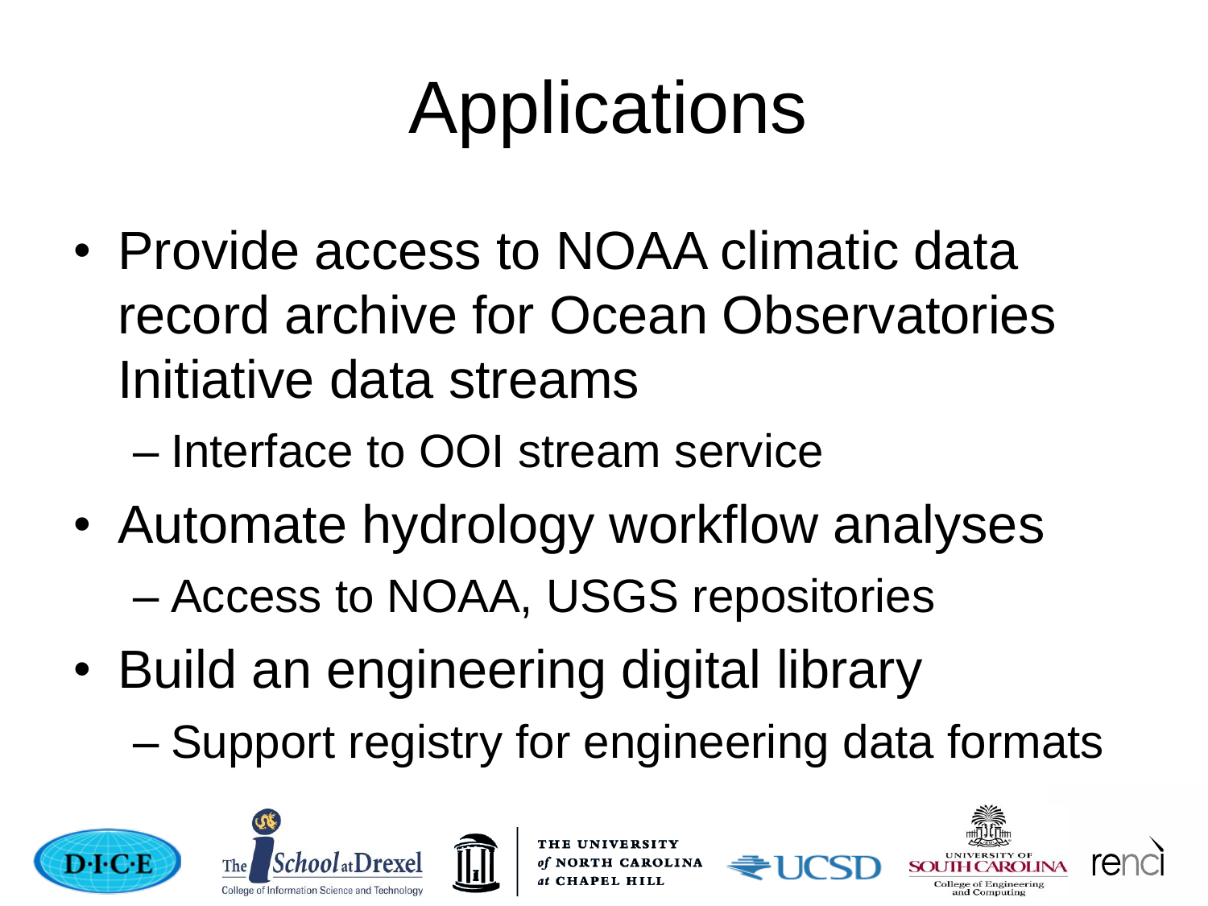# Applications

- Provide access to NOAA climatic data record archive for Ocean Observatories Initiative data streams
  - Interface to OOI stream service
- Automate hydrology workflow analyses
  - Access to NOAA, USGS repositories
- Build an engineering digital library
  - Support registry for engineering data formats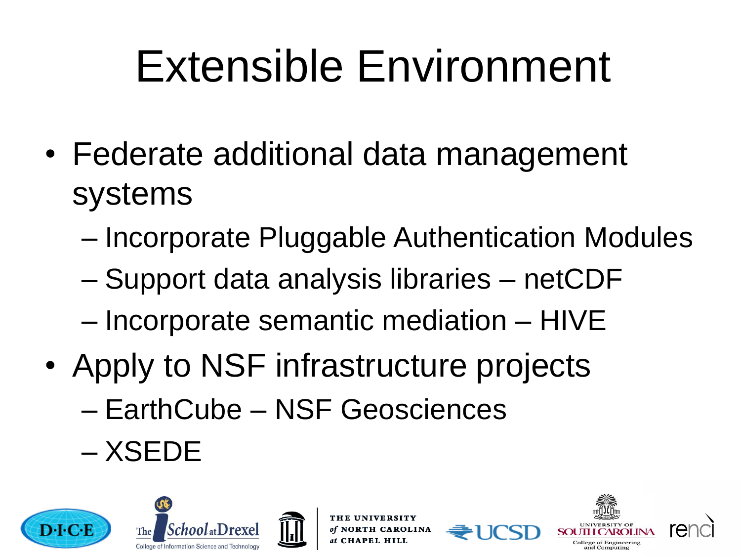# Extensible Environment

- Federate additional data management systems
  - Incorporate Pluggable Authentication Modules
  - Support data analysis libraries – netCDF
  - Incorporate semantic mediation – HIVE
- Apply to NSF infrastructure projects
  - EarthCube – NSF Geosciences
  - XSEDE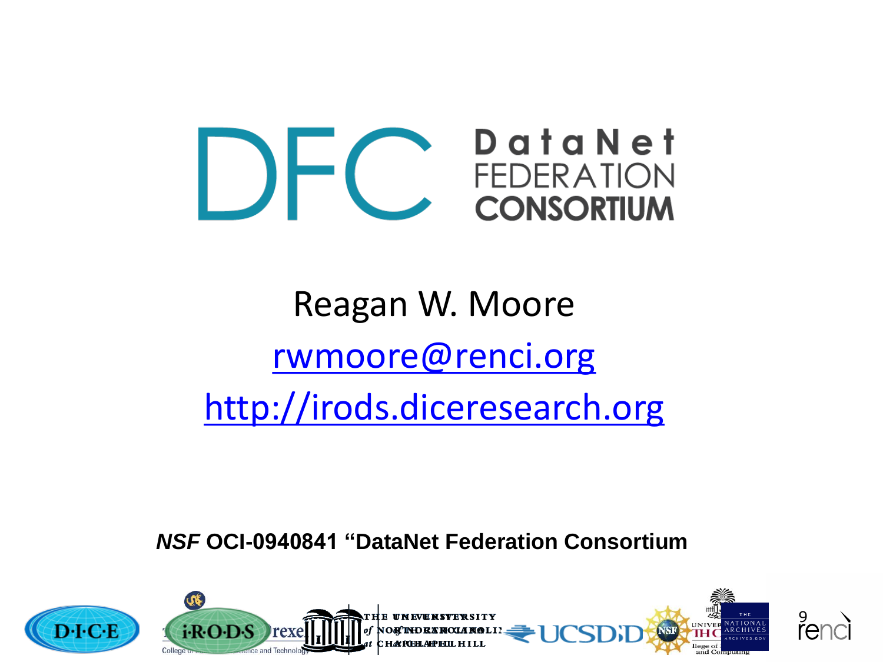# DFC DataNet FEDERATION CONSORTIUM

Reagan W. Moore

rwmoore@renci.org

http://irods.diceresearch.org

***NSF* OCI-0940841 "DataNet Federation Consortium**